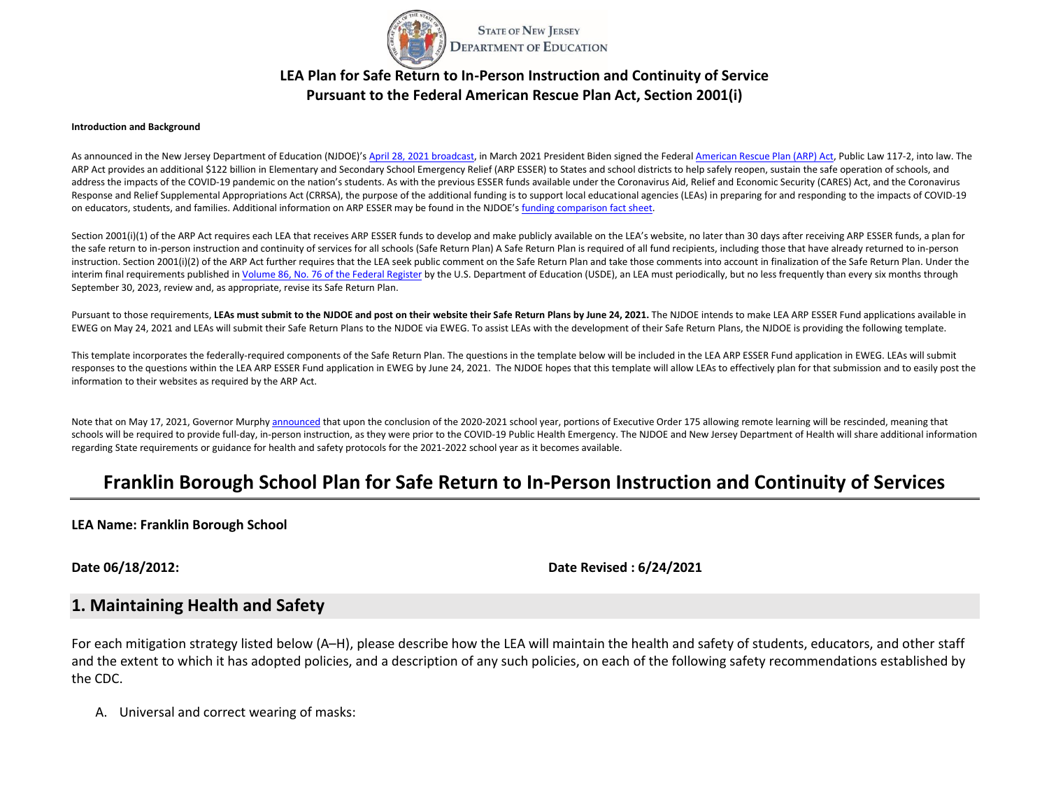State of New Jersey
Department of Education

## LEA Plan for Safe Return to In-Person Instruction and Continuity of Service Pursuant to the Federal American Rescue Plan Act, Section 2001(i)

**Introduction and Background**

As announced in the New Jersey Department of Education (NJDOE)'s April 28, 2021 broadcast, in March 2021 President Biden signed the Federal American Rescue Plan (ARP) Act, Public Law 117-2, into law. The ARP Act provides an additional $122 billion in Elementary and Secondary School Emergency Relief (ARP ESSER) to States and school districts to help safely reopen, sustain the safe operation of schools, and address the impacts of the COVID-19 pandemic on the nation's students. As with the previous ESSER funds available under the Coronavirus Aid, Relief and Economic Security (CARES) Act, and the Coronavirus Response and Relief Supplemental Appropriations Act (CRRSA), the purpose of the additional funding is to support local educational agencies (LEAs) in preparing for and responding to the impacts of COVID-19 on educators, students, and families. Additional information on ARP ESSER may be found in the NJDOE's funding comparison fact sheet.

Section 2001(i)(1) of the ARP Act requires each LEA that receives ARP ESSER funds to develop and make publicly available on the LEA's website, no later than 30 days after receiving ARP ESSER funds, a plan for the safe return to in-person instruction and continuity of services for all schools (Safe Return Plan) A Safe Return Plan is required of all fund recipients, including those that have already returned to in-person instruction. Section 2001(i)(2) of the ARP Act further requires that the LEA seek public comment on the Safe Return Plan and take those comments into account in finalization of the Safe Return Plan. Under the interim final requirements published in Volume 86, No. 76 of the Federal Register by the U.S. Department of Education (USDE), an LEA must periodically, but no less frequently than every six months through September 30, 2023, review and, as appropriate, revise its Safe Return Plan.

Pursuant to those requirements, **LEAs must submit to the NJDOE and post on their website their Safe Return Plans by June 24, 2021.** The NJDOE intends to make LEA ARP ESSER Fund applications available in EWEG on May 24, 2021 and LEAs will submit their Safe Return Plans to the NJDOE via EWEG. To assist LEAs with the development of their Safe Return Plans, the NJDOE is providing the following template.

This template incorporates the federally-required components of the Safe Return Plan. The questions in the template below will be included in the LEA ARP ESSER Fund application in EWEG. LEAs will submit responses to the questions within the LEA ARP ESSER Fund application in EWEG by June 24, 2021. The NJDOE hopes that this template will allow LEAs to effectively plan for that submission and to easily post the information to their websites as required by the ARP Act.

Note that on May 17, 2021, Governor Murphy announced that upon the conclusion of the 2020-2021 school year, portions of Executive Order 175 allowing remote learning will be rescinded, meaning that schools will be required to provide full-day, in-person instruction, as they were prior to the COVID-19 Public Health Emergency. The NJDOE and New Jersey Department of Health will share additional information regarding State requirements or guidance for health and safety protocols for the 2021-2022 school year as it becomes available.

# Franklin Borough School Plan for Safe Return to In-Person Instruction and Continuity of Services

**LEA Name: Franklin Borough School**

**Date 06/18/2012:** **Date Revised : 6/24/2021**

## 1. Maintaining Health and Safety

For each mitigation strategy listed below (A–H), please describe how the LEA will maintain the health and safety of students, educators, and other staff and the extent to which it has adopted policies, and a description of any such policies, on each of the following safety recommendations established by the CDC.

A. Universal and correct wearing of masks: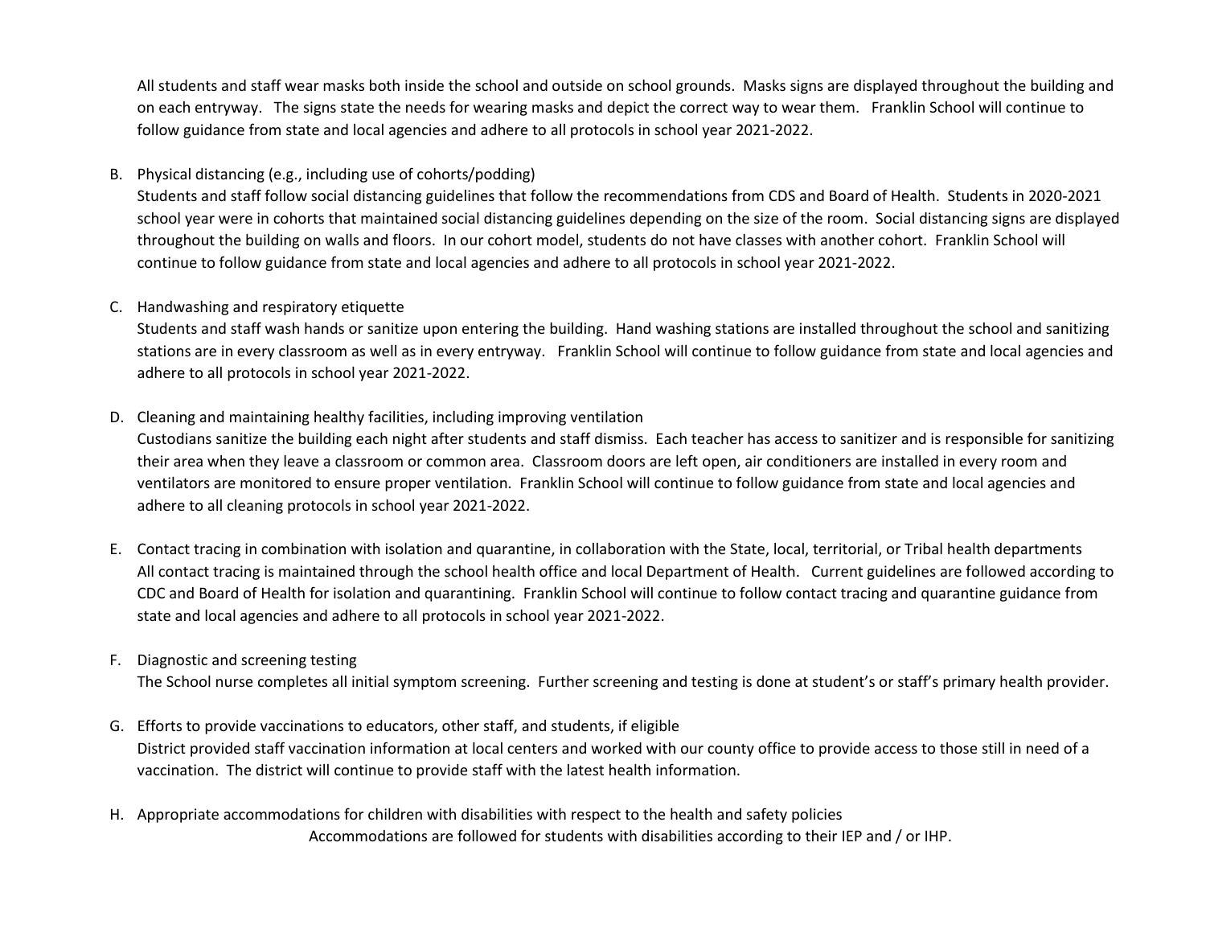All students and staff wear masks both inside the school and outside on school grounds. Masks signs are displayed throughout the building and on each entryway. The signs state the needs for wearing masks and depict the correct way to wear them. Franklin School will continue to follow guidance from state and local agencies and adhere to all protocols in school year 2021-2022.

B. Physical distancing (e.g., including use of cohorts/podding)
Students and staff follow social distancing guidelines that follow the recommendations from CDS and Board of Health. Students in 2020-2021 school year were in cohorts that maintained social distancing guidelines depending on the size of the room. Social distancing signs are displayed throughout the building on walls and floors. In our cohort model, students do not have classes with another cohort. Franklin School will continue to follow guidance from state and local agencies and adhere to all protocols in school year 2021-2022.

C. Handwashing and respiratory etiquette
Students and staff wash hands or sanitize upon entering the building. Hand washing stations are installed throughout the school and sanitizing stations are in every classroom as well as in every entryway. Franklin School will continue to follow guidance from state and local agencies and adhere to all protocols in school year 2021-2022.

D. Cleaning and maintaining healthy facilities, including improving ventilation
Custodians sanitize the building each night after students and staff dismiss. Each teacher has access to sanitizer and is responsible for sanitizing their area when they leave a classroom or common area. Classroom doors are left open, air conditioners are installed in every room and ventilators are monitored to ensure proper ventilation. Franklin School will continue to follow guidance from state and local agencies and adhere to all cleaning protocols in school year 2021-2022.

E. Contact tracing in combination with isolation and quarantine, in collaboration with the State, local, territorial, or Tribal health departments
All contact tracing is maintained through the school health office and local Department of Health. Current guidelines are followed according to CDC and Board of Health for isolation and quarantining. Franklin School will continue to follow contact tracing and quarantine guidance from state and local agencies and adhere to all protocols in school year 2021-2022.

F. Diagnostic and screening testing
The School nurse completes all initial symptom screening. Further screening and testing is done at student's or staff's primary health provider.

G. Efforts to provide vaccinations to educators, other staff, and students, if eligible
District provided staff vaccination information at local centers and worked with our county office to provide access to those still in need of a vaccination. The district will continue to provide staff with the latest health information.

H. Appropriate accommodations for children with disabilities with respect to the health and safety policies
Accommodations are followed for students with disabilities according to their IEP and / or IHP.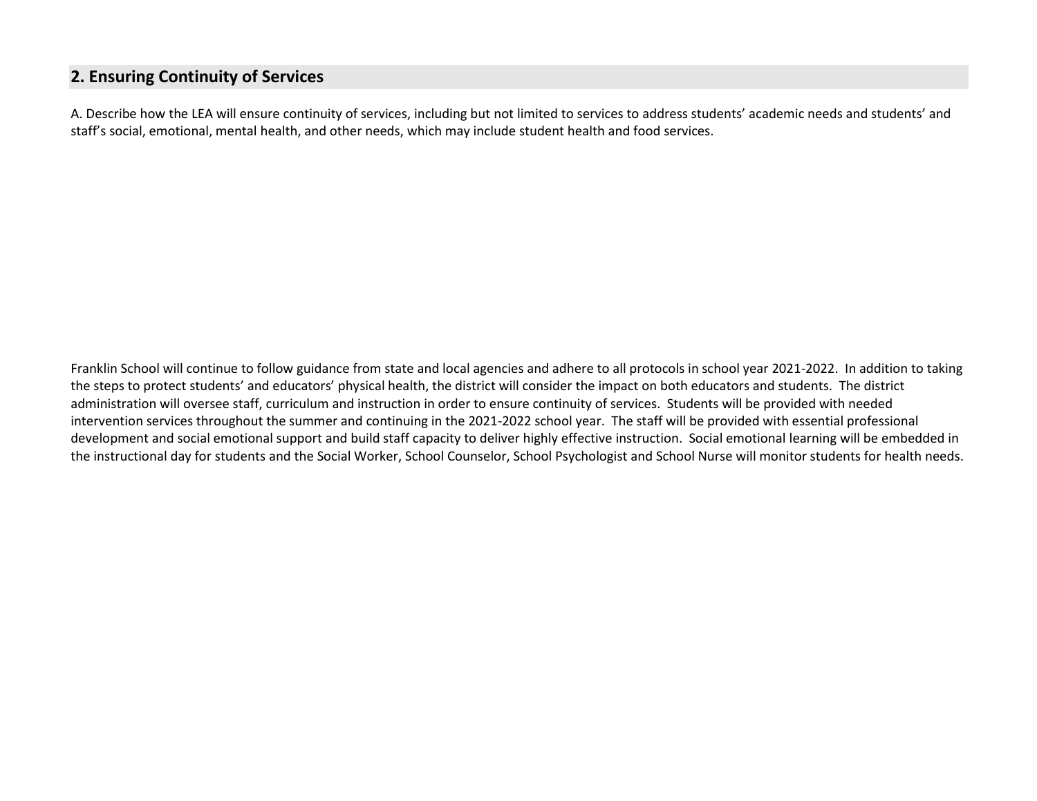## 2. Ensuring Continuity of Services

A. Describe how the LEA will ensure continuity of services, including but not limited to services to address students' academic needs and students' and staff's social, emotional, mental health, and other needs, which may include student health and food services.

Franklin School will continue to follow guidance from state and local agencies and adhere to all protocols in school year 2021-2022. In addition to taking the steps to protect students' and educators' physical health, the district will consider the impact on both educators and students. The district administration will oversee staff, curriculum and instruction in order to ensure continuity of services. Students will be provided with needed intervention services throughout the summer and continuing in the 2021-2022 school year. The staff will be provided with essential professional development and social emotional support and build staff capacity to deliver highly effective instruction. Social emotional learning will be embedded in the instructional day for students and the Social Worker, School Counselor, School Psychologist and School Nurse will monitor students for health needs.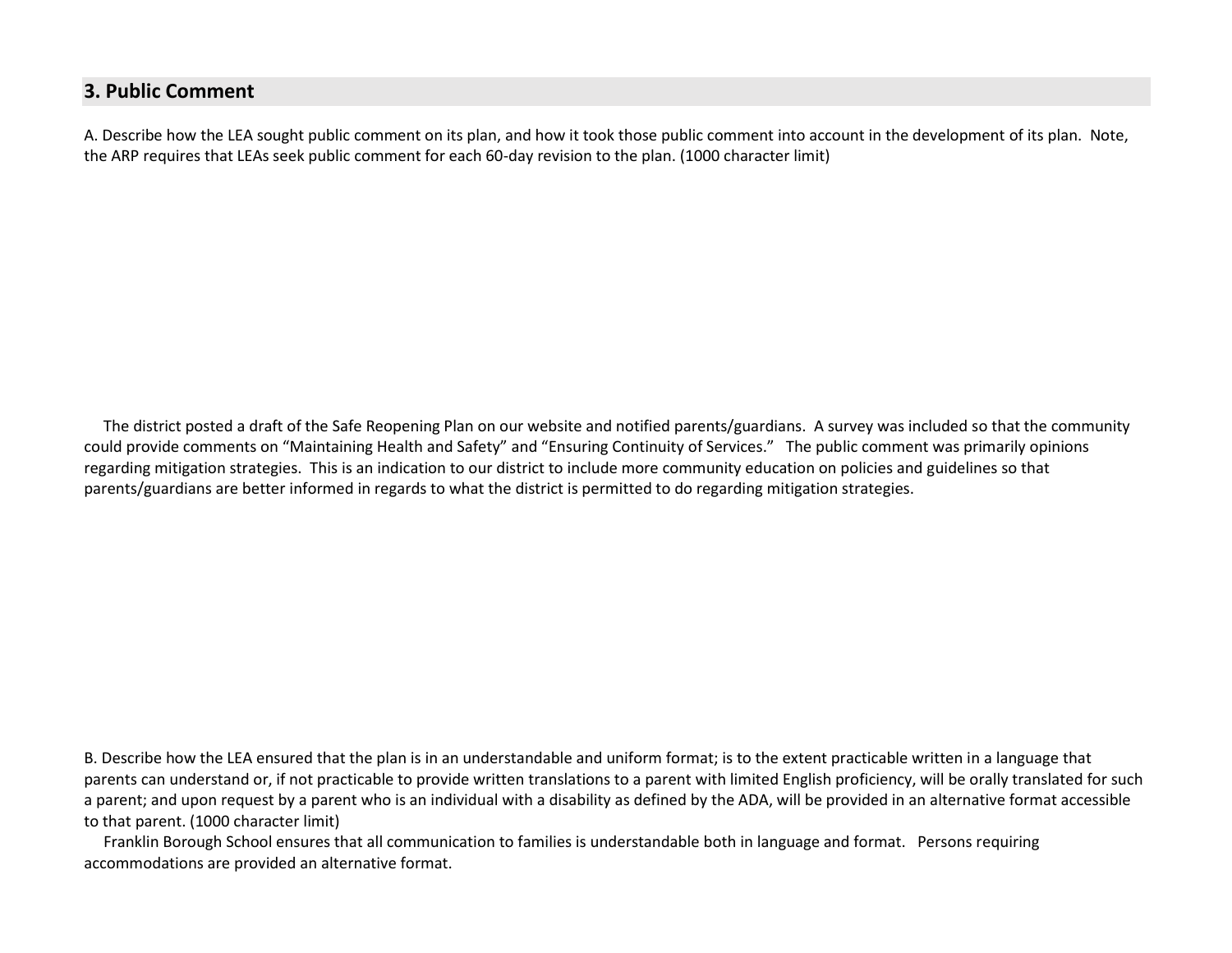## 3. Public Comment

A. Describe how the LEA sought public comment on its plan, and how it took those public comment into account in the development of its plan. Note, the ARP requires that LEAs seek public comment for each 60-day revision to the plan. (1000 character limit)

The district posted a draft of the Safe Reopening Plan on our website and notified parents/guardians. A survey was included so that the community could provide comments on “Maintaining Health and Safety” and “Ensuring Continuity of Services.” The public comment was primarily opinions regarding mitigation strategies. This is an indication to our district to include more community education on policies and guidelines so that parents/guardians are better informed in regards to what the district is permitted to do regarding mitigation strategies.

B. Describe how the LEA ensured that the plan is in an understandable and uniform format; is to the extent practicable written in a language that parents can understand or, if not practicable to provide written translations to a parent with limited English proficiency, will be orally translated for such a parent; and upon request by a parent who is an individual with a disability as defined by the ADA, will be provided in an alternative format accessible to that parent. (1000 character limit)

Franklin Borough School ensures that all communication to families is understandable both in language and format. Persons requiring accommodations are provided an alternative format.